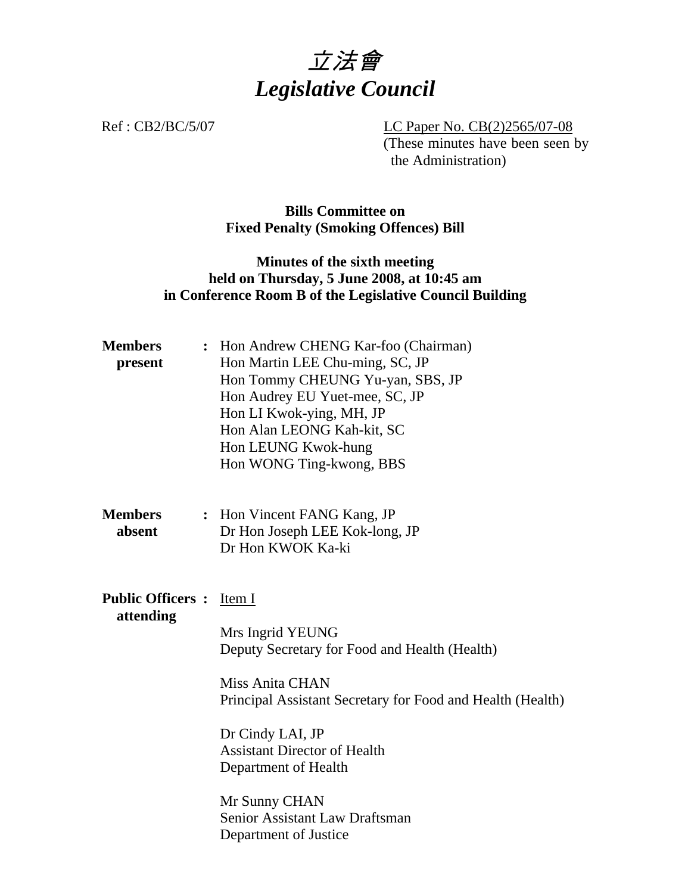# *立法會*
# *Legislative Council*

Ref : CB2/BC/5/07

LC Paper No. CB(2)2565/07-08
(These minutes have been seen by the Administration)

**Bills Committee on**
**Fixed Penalty (Smoking Offences) Bill**

**Minutes of the sixth meeting**
**held on Thursday, 5 June 2008, at 10:45 am**
**in Conference Room B of the Legislative Council Building**

**Members present** : Hon Andrew CHENG Kar-foo (Chairman)
Hon Martin LEE Chu-ming, SC, JP
Hon Tommy CHEUNG Yu-yan, SBS, JP
Hon Audrey EU Yuet-mee, SC, JP
Hon LI Kwok-ying, MH, JP
Hon Alan LEONG Kah-kit, SC
Hon LEUNG Kwok-hung
Hon WONG Ting-kwong, BBS

**Members absent** : Hon Vincent FANG Kang, JP
Dr Hon Joseph LEE Kok-long, JP
Dr Hon KWOK Ka-ki

**Public Officers attending** : Item I

Mrs Ingrid YEUNG
Deputy Secretary for Food and Health (Health)

Miss Anita CHAN
Principal Assistant Secretary for Food and Health (Health)

Dr Cindy LAI, JP
Assistant Director of Health
Department of Health

Mr Sunny CHAN
Senior Assistant Law Draftsman
Department of Justice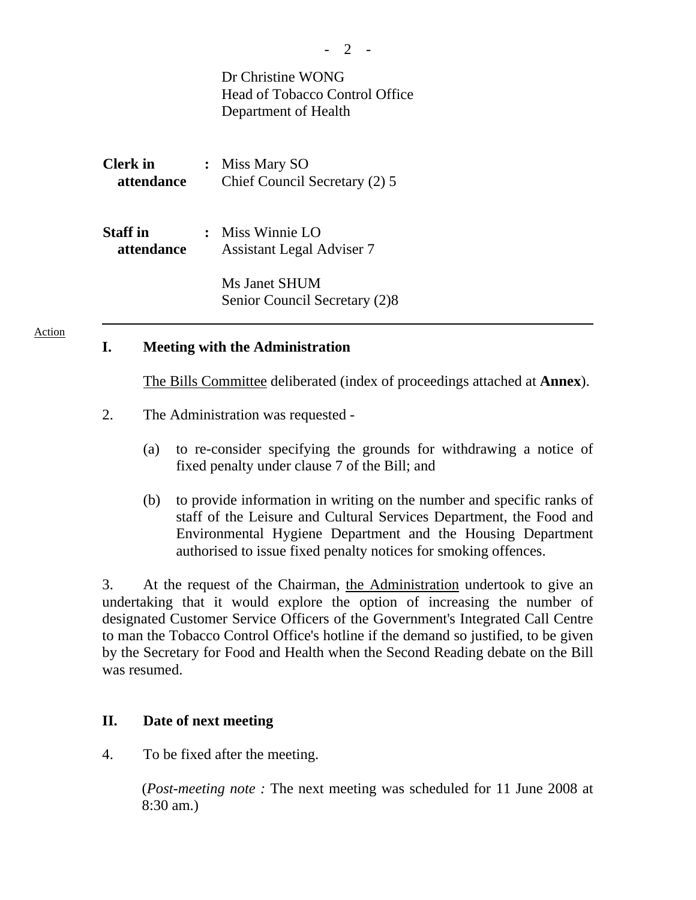Dr Christine WONG
Head of Tobacco Control Office
Department of Health

**Clerk in attendance** : Miss Mary SO
Chief Council Secretary (2) 5

**Staff in attendance** : Miss Winnie LO
Assistant Legal Adviser 7

Ms Janet SHUM
Senior Council Secretary (2)8

---

Action

## I. Meeting with the Administration

The Bills Committee deliberated (index of proceedings attached at **Annex**).

2. The Administration was requested -

(a) to re-consider specifying the grounds for withdrawing a notice of fixed penalty under clause 7 of the Bill; and

(b) to provide information in writing on the number and specific ranks of staff of the Leisure and Cultural Services Department, the Food and Environmental Hygiene Department and the Housing Department authorised to issue fixed penalty notices for smoking offences.

3. At the request of the Chairman, the Administration undertook to give an undertaking that it would explore the option of increasing the number of designated Customer Service Officers of the Government's Integrated Call Centre to man the Tobacco Control Office's hotline if the demand so justified, to be given by the Secretary for Food and Health when the Second Reading debate on the Bill was resumed.

## II. Date of next meeting

4. To be fixed after the meeting.

(*Post-meeting note :* The next meeting was scheduled for 11 June 2008 at 8:30 am.)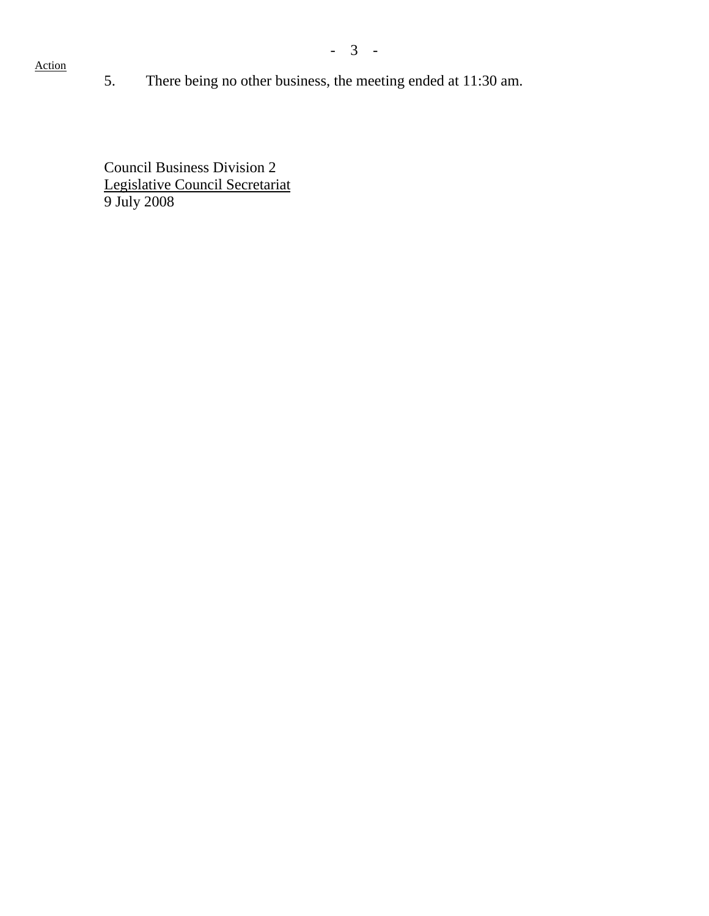Action

5. There being no other business, the meeting ended at 11:30 am.

Council Business Division 2
Legislative Council Secretariat
9 July 2008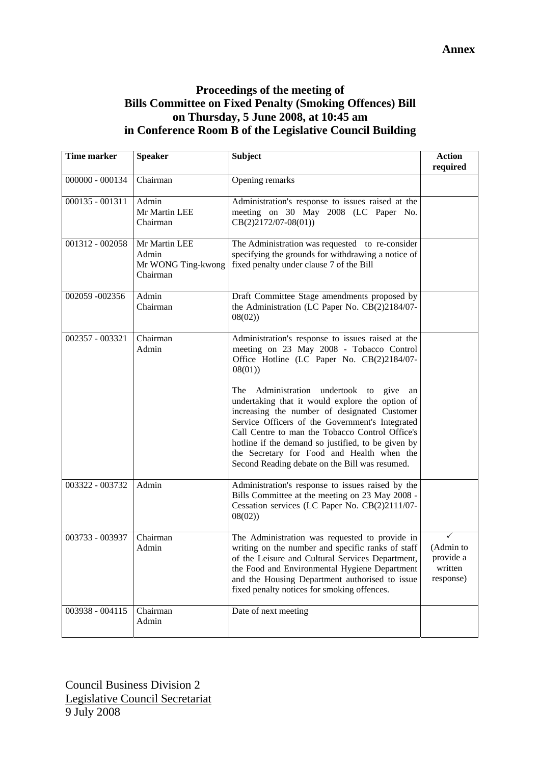**Annex**

# Proceedings of the meeting of Bills Committee on Fixed Penalty (Smoking Offences) Bill on Thursday, 5 June 2008, at 10:45 am in Conference Room B of the Legislative Council Building

| Time marker | Speaker | Subject | Action required |
|---|---|---|---|
| 000000 - 000134 | Chairman | Opening remarks | |
| 000135 - 001311 | Admin<br>Mr Martin LEE<br>Chairman | Administration's response to issues raised at the meeting on 30 May 2008 (LC Paper No. CB(2)2172/07-08(01)) | |
| 001312 - 002058 | Mr Martin LEE<br>Admin<br>Mr WONG Ting-kwong<br>Chairman | The Administration was requested to re-consider specifying the grounds for withdrawing a notice of fixed penalty under clause 7 of the Bill | |
| 002059 -002356 | Admin<br>Chairman | Draft Committee Stage amendments proposed by the Administration (LC Paper No. CB(2)2184/07-08(02)) | |
| 002357 - 003321 | Chairman<br>Admin | Administration's response to issues raised at the meeting on 23 May 2008 - Tobacco Control Office Hotline (LC Paper No. CB(2)2184/07-08(01))<br><br>The Administration undertook to give an undertaking that it would explore the option of increasing the number of designated Customer Service Officers of the Government's Integrated Call Centre to man the Tobacco Control Office's hotline if the demand so justified, to be given by the Secretary for Food and Health when the Second Reading debate on the Bill was resumed. | |
| 003322 - 003732 | Admin | Administration's response to issues raised by the Bills Committee at the meeting on 23 May 2008 - Cessation services (LC Paper No. CB(2)2111/07-08(02)) | |
| 003733 - 003937 | Chairman<br>Admin | The Administration was requested to provide in writing on the number and specific ranks of staff of the Leisure and Cultural Services Department, the Food and Environmental Hygiene Department and the Housing Department authorised to issue fixed penalty notices for smoking offences. | ✓<br>(Admin to provide a written response) |
| 003938 - 004115 | Chairman<br>Admin | Date of next meeting | |

Council Business Division 2  
Legislative Council Secretariat  
9 July 2008